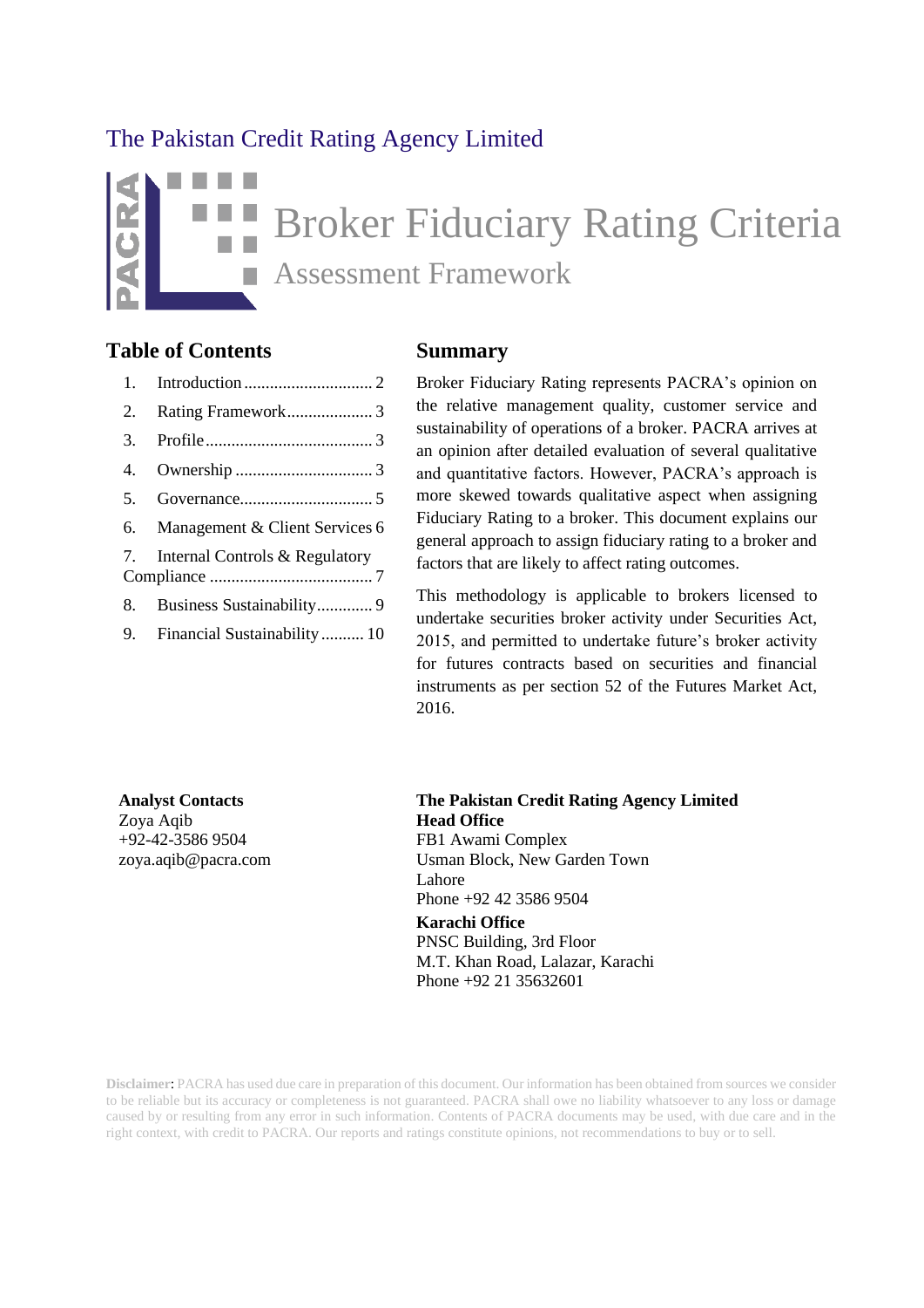The Pakistan Credit Rating Agency Limited

# Broker Fiduciary Rating Criteria

## Assessment Framework

## Table of Contents

1. Introduction .............................. 2
2. Rating Framework.................... 3
3. Profile....................................... 3
4. Ownership ................................ 3
5. Governance............................... 5
6. Management & Client Services 6
7. Internal Controls & Regulatory Compliance ...................................... 7
8. Business Sustainability............. 9
9. Financial Sustainability .......... 10

## Summary

Broker Fiduciary Rating represents PACRA's opinion on the relative management quality, customer service and sustainability of operations of a broker. PACRA arrives at an opinion after detailed evaluation of several qualitative and quantitative factors. However, PACRA's approach is more skewed towards qualitative aspect when assigning Fiduciary Rating to a broker. This document explains our general approach to assign fiduciary rating to a broker and factors that are likely to affect rating outcomes.

This methodology is applicable to brokers licensed to undertake securities broker activity under Securities Act, 2015, and permitted to undertake future's broker activity for futures contracts based on securities and financial instruments as per section 52 of the Futures Market Act, 2016.

**Analyst Contacts**
Zoya Aqib
+92-42-3586 9504
zoya.aqib@pacra.com

**The Pakistan Credit Rating Agency Limited**
**Head Office**
FB1 Awami Complex
Usman Block, New Garden Town
Lahore
Phone +92 42 3586 9504

**Karachi Office**
PNSC Building, 3rd Floor
M.T. Khan Road, Lalazar, Karachi
Phone +92 21 35632601

**Disclaimer:** PACRA has used due care in preparation of this document. Our information has been obtained from sources we consider to be reliable but its accuracy or completeness is not guaranteed. PACRA shall owe no liability whatsoever to any loss or damage caused by or resulting from any error in such information. Contents of PACRA documents may be used, with due care and in the right context, with credit to PACRA. Our reports and ratings constitute opinions, not recommendations to buy or to sell.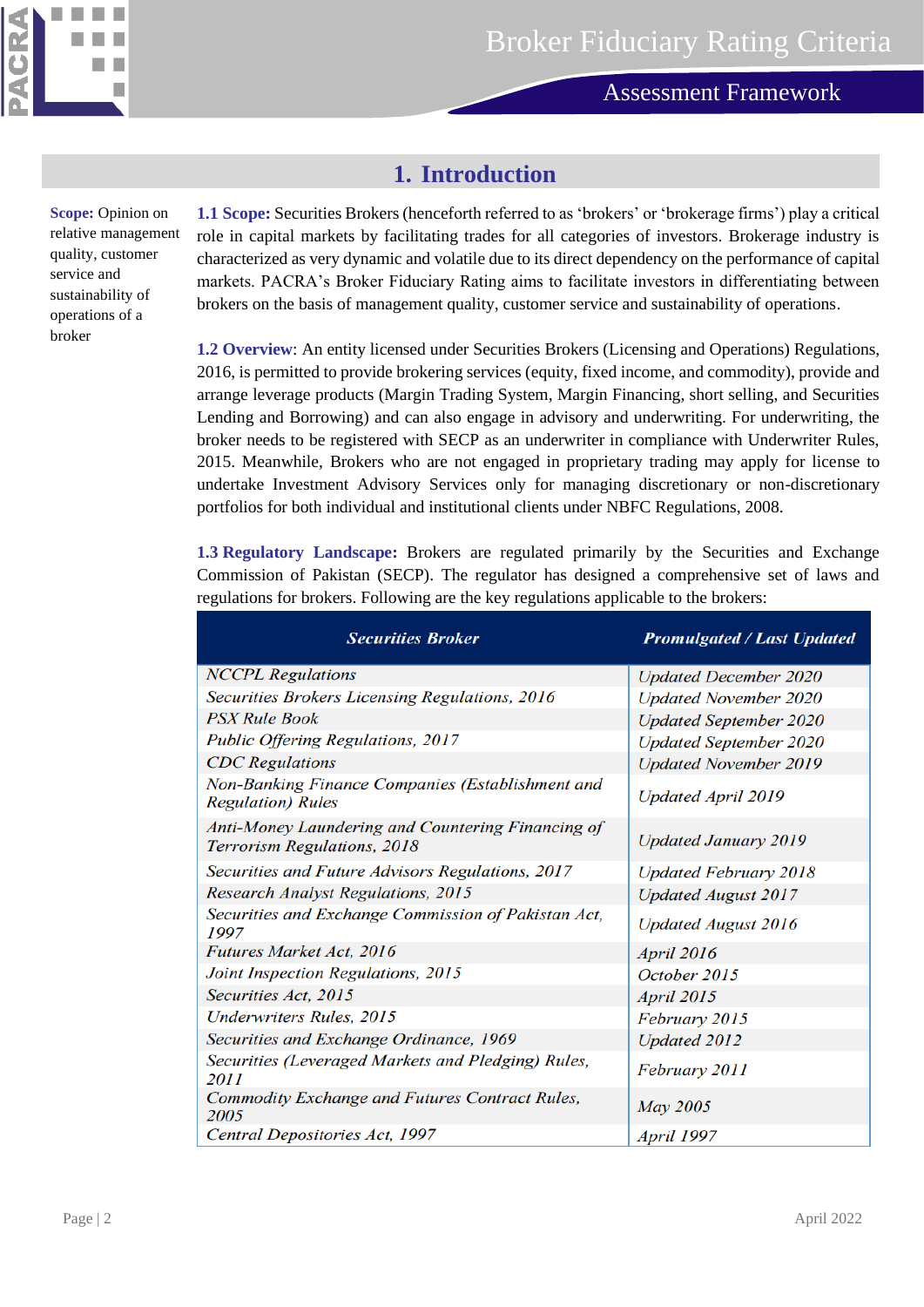# 1. Introduction

**Scope:** Opinion on relative management quality, customer service and sustainability of operations of a broker

**1.1 Scope:** Securities Brokers (henceforth referred to as 'brokers' or 'brokerage firms') play a critical role in capital markets by facilitating trades for all categories of investors. Brokerage industry is characterized as very dynamic and volatile due to its direct dependency on the performance of capital markets. PACRA's Broker Fiduciary Rating aims to facilitate investors in differentiating between brokers on the basis of management quality, customer service and sustainability of operations.

**1.2 Overview**: An entity licensed under Securities Brokers (Licensing and Operations) Regulations, 2016, is permitted to provide brokering services (equity, fixed income, and commodity), provide and arrange leverage products (Margin Trading System, Margin Financing, short selling, and Securities Lending and Borrowing) and can also engage in advisory and underwriting. For underwriting, the broker needs to be registered with SECP as an underwriter in compliance with Underwriter Rules, 2015. Meanwhile, Brokers who are not engaged in proprietary trading may apply for license to undertake Investment Advisory Services only for managing discretionary or non-discretionary portfolios for both individual and institutional clients under NBFC Regulations, 2008.

**1.3 Regulatory Landscape:** Brokers are regulated primarily by the Securities and Exchange Commission of Pakistan (SECP). The regulator has designed a comprehensive set of laws and regulations for brokers. Following are the key regulations applicable to the brokers:

| *Securities Broker* | *Promulgated / Last Updated* |
|---|---|
| *NCCPL Regulations* | *Updated December 2020* |
| *Securities Brokers Licensing Regulations, 2016* | *Updated November 2020* |
| *PSX Rule Book* | *Updated September 2020* |
| *Public Offering Regulations, 2017* | *Updated September 2020* |
| *CDC Regulations* | *Updated November 2019* |
| *Non-Banking Finance Companies (Establishment and Regulation) Rules* | *Updated April 2019* |
| *Anti-Money Laundering and Countering Financing of Terrorism Regulations, 2018* | *Updated January 2019* |
| *Securities and Future Advisors Regulations, 2017* | *Updated February 2018* |
| *Research Analyst Regulations, 2015* | *Updated August 2017* |
| *Securities and Exchange Commission of Pakistan Act, 1997* | *Updated August 2016* |
| *Futures Market Act, 2016* | *April 2016* |
| *Joint Inspection Regulations, 2015* | *October 2015* |
| *Securities Act, 2015* | *April 2015* |
| *Underwriters Rules, 2015* | *February 2015* |
| *Securities and Exchange Ordinance, 1969* | *Updated 2012* |
| *Securities (Leveraged Markets and Pledging) Rules, 2011* | *February 2011* |
| *Commodity Exchange and Futures Contract Rules, 2005* | *May 2005* |
| *Central Depositories Act, 1997* | *April 1997* |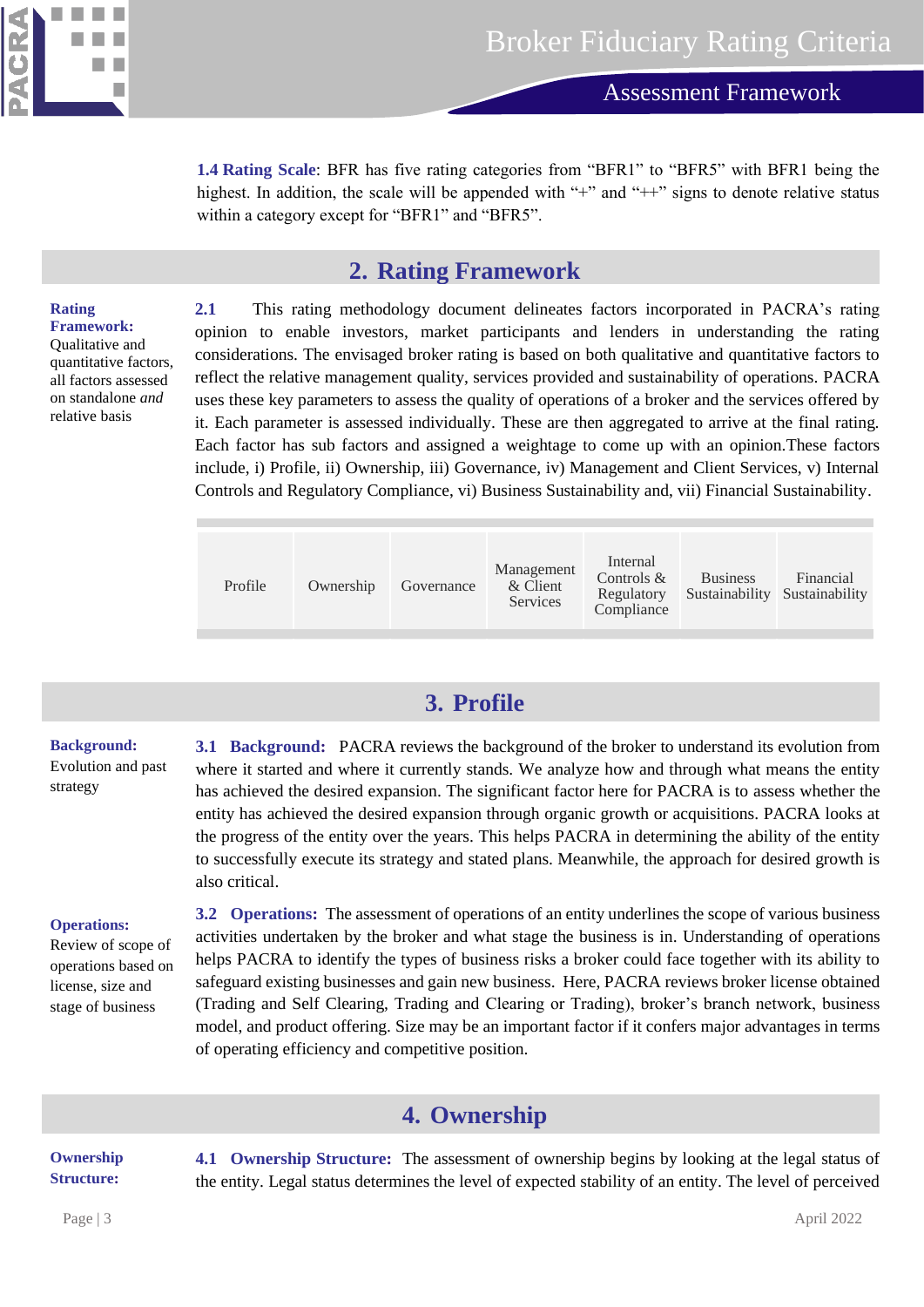**1.4 Rating Scale**: BFR has five rating categories from "BFR1" to "BFR5" with BFR1 being the highest. In addition, the scale will be appended with "+" and "++" signs to denote relative status within a category except for "BFR1" and "BFR5".

## 2. Rating Framework

**Rating Framework:** Qualitative and quantitative factors, all factors assessed on standalone *and* relative basis

**2.1** This rating methodology document delineates factors incorporated in PACRA's rating opinion to enable investors, market participants and lenders in understanding the rating considerations. The envisaged broker rating is based on both qualitative and quantitative factors to reflect the relative management quality, services provided and sustainability of operations. PACRA uses these key parameters to assess the quality of operations of a broker and the services offered by it. Each parameter is assessed individually. These are then aggregated to arrive at the final rating. Each factor has sub factors and assigned a weightage to come up with an opinion.These factors include, i) Profile, ii) Ownership, iii) Governance, iv) Management and Client Services, v) Internal Controls and Regulatory Compliance, vi) Business Sustainability and, vii) Financial Sustainability.

| Profile | Ownership | Governance | Management & Client Services | Internal Controls & Regulatory Compliance | Business Sustainability | Financial Sustainability |
|---|---|---|---|---|---|---|

## 3. Profile

**Background:** Evolution and past strategy

**3.1 Background:** PACRA reviews the background of the broker to understand its evolution from where it started and where it currently stands. We analyze how and through what means the entity has achieved the desired expansion. The significant factor here for PACRA is to assess whether the entity has achieved the desired expansion through organic growth or acquisitions. PACRA looks at the progress of the entity over the years. This helps PACRA in determining the ability of the entity to successfully execute its strategy and stated plans. Meanwhile, the approach for desired growth is also critical.

**Operations:** Review of scope of operations based on license, size and stage of business

**3.2 Operations:** The assessment of operations of an entity underlines the scope of various business activities undertaken by the broker and what stage the business is in. Understanding of operations helps PACRA to identify the types of business risks a broker could face together with its ability to safeguard existing businesses and gain new business. Here, PACRA reviews broker license obtained (Trading and Self Clearing, Trading and Clearing or Trading), broker's branch network, business model, and product offering. Size may be an important factor if it confers major advantages in terms of operating efficiency and competitive position.

## 4. Ownership

**Ownership Structure:**

**4.1 Ownership Structure:** The assessment of ownership begins by looking at the legal status of the entity. Legal status determines the level of expected stability of an entity. The level of perceived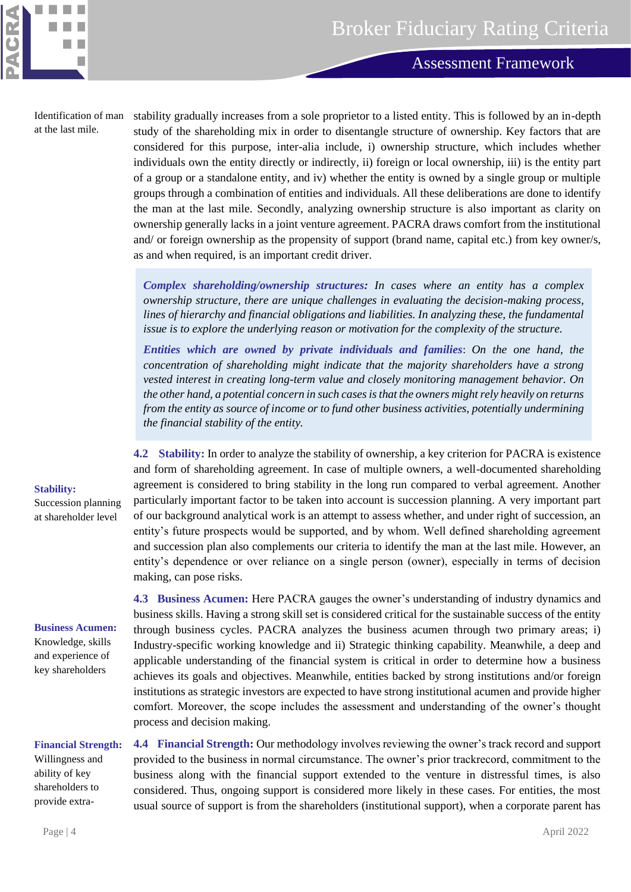Identification of man at the last mile.

stability gradually increases from a sole proprietor to a listed entity. This is followed by an in-depth study of the shareholding mix in order to disentangle structure of ownership. Key factors that are considered for this purpose, inter-alia include, i) ownership structure, which includes whether individuals own the entity directly or indirectly, ii) foreign or local ownership, iii) is the entity part of a group or a standalone entity, and iv) whether the entity is owned by a single group or multiple groups through a combination of entities and individuals. All these deliberations are done to identify the man at the last mile. Secondly, analyzing ownership structure is also important as clarity on ownership generally lacks in a joint venture agreement. PACRA draws comfort from the institutional and/ or foreign ownership as the propensity of support (brand name, capital etc.) from key owner/s, as and when required, is an important credit driver.

> ***Complex shareholding/ownership structures:*** *In cases where an entity has a complex ownership structure, there are unique challenges in evaluating the decision-making process, lines of hierarchy and financial obligations and liabilities. In analyzing these, the fundamental issue is to explore the underlying reason or motivation for the complexity of the structure.*
>
> ***Entities which are owned by private individuals and families****: On the one hand, the concentration of shareholding might indicate that the majority shareholders have a strong vested interest in creating long-term value and closely monitoring management behavior. On the other hand, a potential concern in such cases is that the owners might rely heavily on returns from the entity as source of income or to fund other business activities, potentially undermining the financial stability of the entity.*

**Stability:** Succession planning at shareholder level

**4.2 Stability:** In order to analyze the stability of ownership, a key criterion for PACRA is existence and form of shareholding agreement. In case of multiple owners, a well-documented shareholding agreement is considered to bring stability in the long run compared to verbal agreement. Another particularly important factor to be taken into account is succession planning. A very important part of our background analytical work is an attempt to assess whether, and under right of succession, an entity's future prospects would be supported, and by whom. Well defined shareholding agreement and succession plan also complements our criteria to identify the man at the last mile. However, an entity's dependence or over reliance on a single person (owner), especially in terms of decision making, can pose risks.

**Business Acumen:** Knowledge, skills and experience of key shareholders

**4.3 Business Acumen:** Here PACRA gauges the owner's understanding of industry dynamics and business skills. Having a strong skill set is considered critical for the sustainable success of the entity through business cycles. PACRA analyzes the business acumen through two primary areas; i) Industry-specific working knowledge and ii) Strategic thinking capability. Meanwhile, a deep and applicable understanding of the financial system is critical in order to determine how a business achieves its goals and objectives. Meanwhile, entities backed by strong institutions and/or foreign institutions as strategic investors are expected to have strong institutional acumen and provide higher comfort. Moreover, the scope includes the assessment and understanding of the owner's thought process and decision making.

**Financial Strength:** Willingness and ability of key shareholders to provide extra-

**4.4 Financial Strength:** Our methodology involves reviewing the owner's track record and support provided to the business in normal circumstance. The owner's prior trackrecord, commitment to the business along with the financial support extended to the venture in distressful times, is also considered. Thus, ongoing support is considered more likely in these cases. For entities, the most usual source of support is from the shareholders (institutional support), when a corporate parent has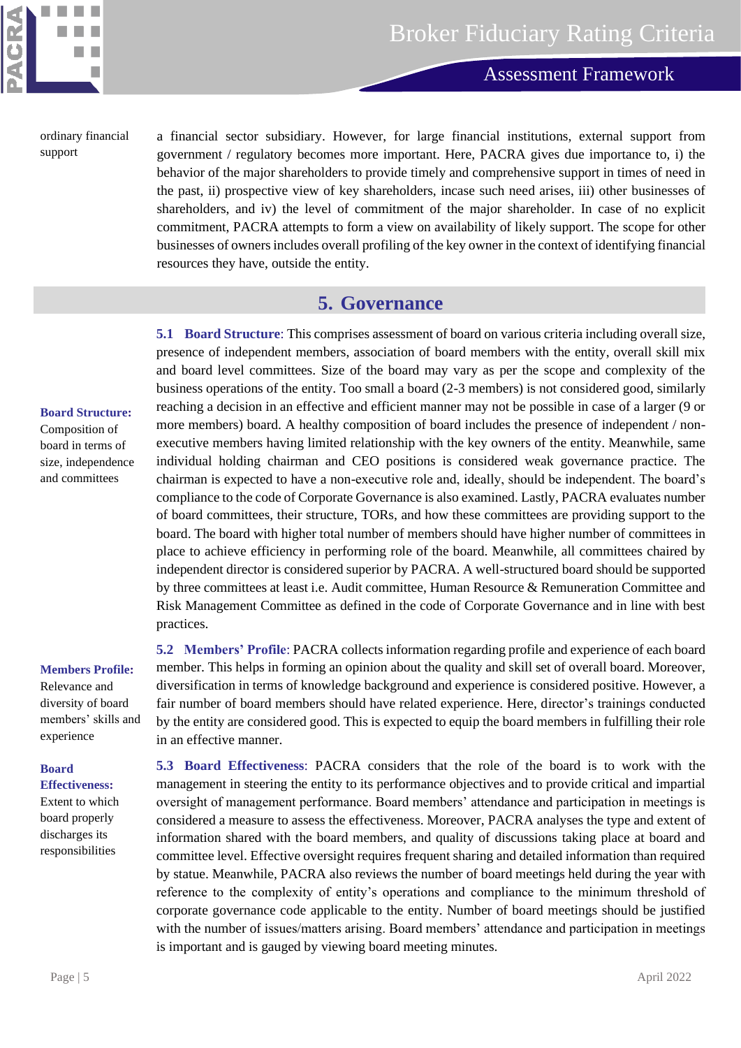ordinary financial support

a financial sector subsidiary. However, for large financial institutions, external support from government / regulatory becomes more important. Here, PACRA gives due importance to, i) the behavior of the major shareholders to provide timely and comprehensive support in times of need in the past, ii) prospective view of key shareholders, incase such need arises, iii) other businesses of shareholders, and iv) the level of commitment of the major shareholder. In case of no explicit commitment, PACRA attempts to form a view on availability of likely support. The scope for other businesses of owners includes overall profiling of the key owner in the context of identifying financial resources they have, outside the entity.

## 5. Governance

**Board Structure:** Composition of board in terms of size, independence and committees

**5.1 Board Structure**: This comprises assessment of board on various criteria including overall size, presence of independent members, association of board members with the entity, overall skill mix and board level committees. Size of the board may vary as per the scope and complexity of the business operations of the entity. Too small a board (2-3 members) is not considered good, similarly reaching a decision in an effective and efficient manner may not be possible in case of a larger (9 or more members) board. A healthy composition of board includes the presence of independent / non-executive members having limited relationship with the key owners of the entity. Meanwhile, same individual holding chairman and CEO positions is considered weak governance practice. The chairman is expected to have a non-executive role and, ideally, should be independent. The board's compliance to the code of Corporate Governance is also examined. Lastly, PACRA evaluates number of board committees, their structure, TORs, and how these committees are providing support to the board. The board with higher total number of members should have higher number of committees in place to achieve efficiency in performing role of the board. Meanwhile, all committees chaired by independent director is considered superior by PACRA. A well-structured board should be supported by three committees at least i.e. Audit committee, Human Resource & Remuneration Committee and Risk Management Committee as defined in the code of Corporate Governance and in line with best practices.

**Members Profile:** Relevance and diversity of board members' skills and experience

**5.2 Members' Profile**: PACRA collects information regarding profile and experience of each board member. This helps in forming an opinion about the quality and skill set of overall board. Moreover, diversification in terms of knowledge background and experience is considered positive. However, a fair number of board members should have related experience. Here, director's trainings conducted by the entity are considered good. This is expected to equip the board members in fulfilling their role in an effective manner.

**Board Effectiveness:** Extent to which board properly discharges its responsibilities

**5.3 Board Effectiveness**: PACRA considers that the role of the board is to work with the management in steering the entity to its performance objectives and to provide critical and impartial oversight of management performance. Board members' attendance and participation in meetings is considered a measure to assess the effectiveness. Moreover, PACRA analyses the type and extent of information shared with the board members, and quality of discussions taking place at board and committee level. Effective oversight requires frequent sharing and detailed information than required by statue. Meanwhile, PACRA also reviews the number of board meetings held during the year with reference to the complexity of entity's operations and compliance to the minimum threshold of corporate governance code applicable to the entity. Number of board meetings should be justified with the number of issues/matters arising. Board members' attendance and participation in meetings is important and is gauged by viewing board meeting minutes.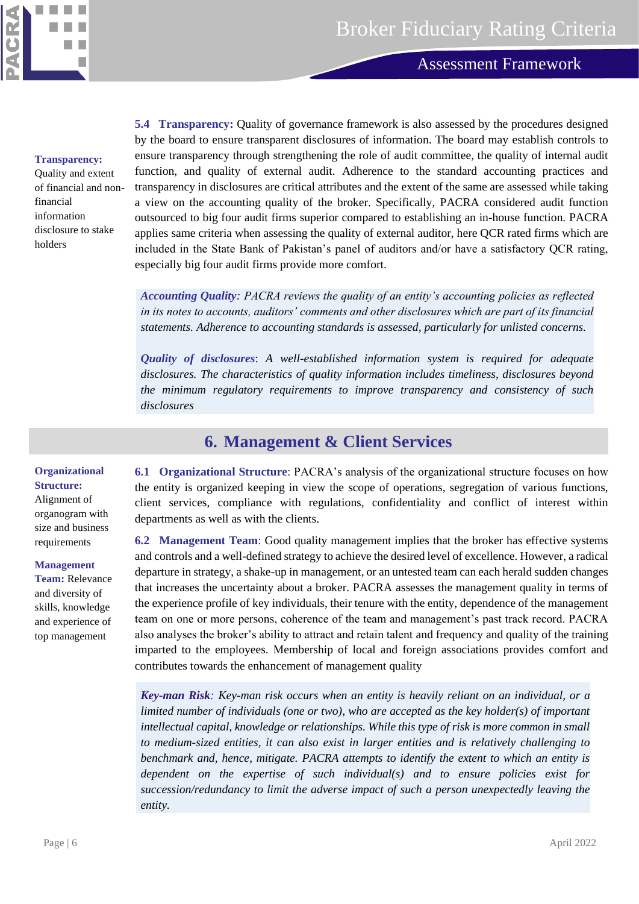**Transparency:** Quality and extent of financial and non-financial information disclosure to stake holders

**5.4 Transparency:** Quality of governance framework is also assessed by the procedures designed by the board to ensure transparent disclosures of information. The board may establish controls to ensure transparency through strengthening the role of audit committee, the quality of internal audit function, and quality of external audit. Adherence to the standard accounting practices and transparency in disclosures are critical attributes and the extent of the same are assessed while taking a view on the accounting quality of the broker. Specifically, PACRA considered audit function outsourced to big four audit firms superior compared to establishing an in-house function. PACRA applies same criteria when assessing the quality of external auditor, here QCR rated firms which are included in the State Bank of Pakistan's panel of auditors and/or have a satisfactory QCR rating, especially big four audit firms provide more comfort.

> ***Accounting Quality:*** *PACRA reviews the quality of an entity's accounting policies as reflected in its notes to accounts, auditors' comments and other disclosures which are part of its financial statements. Adherence to accounting standards is assessed, particularly for unlisted concerns.*
>
> ***Quality of disclosures****: A well-established information system is required for adequate disclosures. The characteristics of quality information includes timeliness, disclosures beyond the minimum regulatory requirements to improve transparency and consistency of such disclosures*

## 6. Management & Client Services

**Organizational Structure:** Alignment of organogram with size and business requirements

**Management Team:** Relevance and diversity of skills, knowledge and experience of top management

**6.1 Organizational Structure**: PACRA's analysis of the organizational structure focuses on how the entity is organized keeping in view the scope of operations, segregation of various functions, client services, compliance with regulations, confidentiality and conflict of interest within departments as well as with the clients.

**6.2 Management Team**: Good quality management implies that the broker has effective systems and controls and a well-defined strategy to achieve the desired level of excellence. However, a radical departure in strategy, a shake-up in management, or an untested team can each herald sudden changes that increases the uncertainty about a broker. PACRA assesses the management quality in terms of the experience profile of key individuals, their tenure with the entity, dependence of the management team on one or more persons, coherence of the team and management's past track record. PACRA also analyses the broker's ability to attract and retain talent and frequency and quality of the training imparted to the employees. Membership of local and foreign associations provides comfort and contributes towards the enhancement of management quality

> ***Key-man Risk****: Key-man risk occurs when an entity is heavily reliant on an individual, or a limited number of individuals (one or two), who are accepted as the key holder(s) of important intellectual capital, knowledge or relationships. While this type of risk is more common in small to medium-sized entities, it can also exist in larger entities and is relatively challenging to benchmark and, hence, mitigate. PACRA attempts to identify the extent to which an entity is dependent on the expertise of such individual(s) and to ensure policies exist for succession/redundancy to limit the adverse impact of such a person unexpectedly leaving the entity.*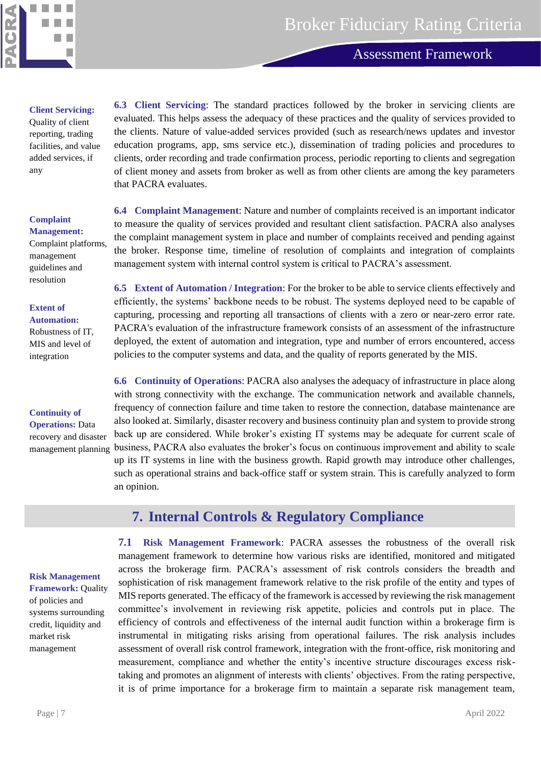**Client Servicing:** Quality of client reporting, trading facilities, and value added services, if any

**6.3 Client Servicing**: The standard practices followed by the broker in servicing clients are evaluated. This helps assess the adequacy of these practices and the quality of services provided to the clients. Nature of value-added services provided (such as research/news updates and investor education programs, app, sms service etc.), dissemination of trading policies and procedures to clients, order recording and trade confirmation process, periodic reporting to clients and segregation of client money and assets from broker as well as from other clients are among the key parameters that PACRA evaluates.

**Complaint Management:** Complaint platforms, management guidelines and resolution

**6.4 Complaint Management**: Nature and number of complaints received is an important indicator to measure the quality of services provided and resultant client satisfaction. PACRA also analyses the complaint management system in place and number of complaints received and pending against the broker. Response time, timeline of resolution of complaints and integration of complaints management system with internal control system is critical to PACRA's assessment.

**Extent of Automation:** Robustness of IT, MIS and level of integration

**6.5 Extent of Automation / Integration**: For the broker to be able to service clients effectively and efficiently, the systems' backbone needs to be robust. The systems deployed need to be capable of capturing, processing and reporting all transactions of clients with a zero or near-zero error rate. PACRA's evaluation of the infrastructure framework consists of an assessment of the infrastructure deployed, the extent of automation and integration, type and number of errors encountered, access policies to the computer systems and data, and the quality of reports generated by the MIS.

**Continuity of Operations:** Data recovery and disaster management planning

**6.6 Continuity of Operations**: PACRA also analyses the adequacy of infrastructure in place along with strong connectivity with the exchange. The communication network and available channels, frequency of connection failure and time taken to restore the connection, database maintenance are also looked at. Similarly, disaster recovery and business continuity plan and system to provide strong back up are considered. While broker's existing IT systems may be adequate for current scale of business, PACRA also evaluates the broker's focus on continuous improvement and ability to scale up its IT systems in line with the business growth. Rapid growth may introduce other challenges, such as operational strains and back-office staff or system strain. This is carefully analyzed to form an opinion.

## 7. Internal Controls & Regulatory Compliance

**Risk Management Framework:** Quality of policies and systems surrounding credit, liquidity and market risk management

**7.1 Risk Management Framework**: PACRA assesses the robustness of the overall risk management framework to determine how various risks are identified, monitored and mitigated across the brokerage firm. PACRA's assessment of risk controls considers the breadth and sophistication of risk management framework relative to the risk profile of the entity and types of MIS reports generated. The efficacy of the framework is accessed by reviewing the risk management committee's involvement in reviewing risk appetite, policies and controls put in place. The efficiency of controls and effectiveness of the internal audit function within a brokerage firm is instrumental in mitigating risks arising from operational failures. The risk analysis includes assessment of overall risk control framework, integration with the front-office, risk monitoring and measurement, compliance and whether the entity's incentive structure discourages excess risk-taking and promotes an alignment of interests with clients' objectives. From the rating perspective, it is of prime importance for a brokerage firm to maintain a separate risk management team,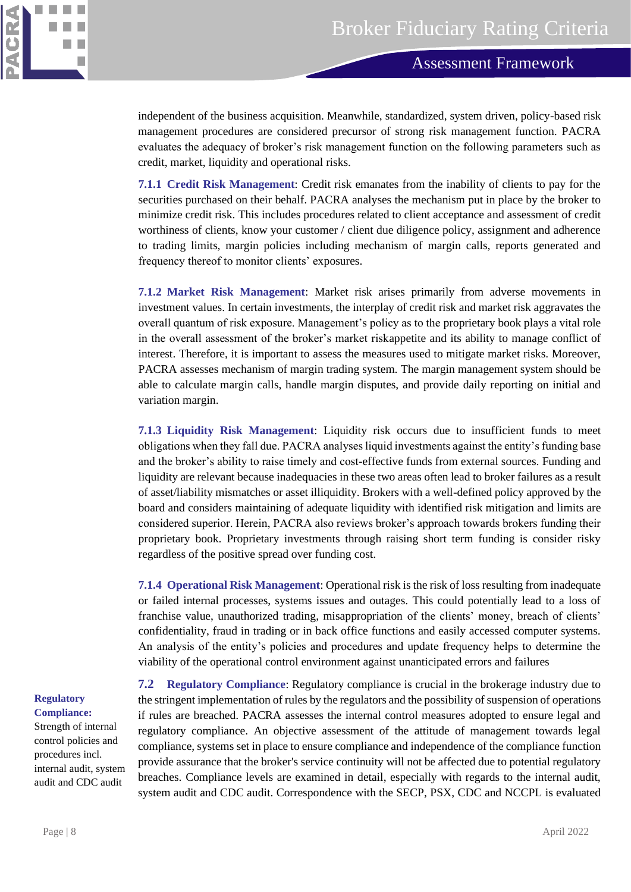independent of the business acquisition. Meanwhile, standardized, system driven, policy-based risk management procedures are considered precursor of strong risk management function. PACRA evaluates the adequacy of broker's risk management function on the following parameters such as credit, market, liquidity and operational risks.

**7.1.1 Credit Risk Management**: Credit risk emanates from the inability of clients to pay for the securities purchased on their behalf. PACRA analyses the mechanism put in place by the broker to minimize credit risk. This includes procedures related to client acceptance and assessment of credit worthiness of clients, know your customer / client due diligence policy, assignment and adherence to trading limits, margin policies including mechanism of margin calls, reports generated and frequency thereof to monitor clients' exposures.

**7.1.2 Market Risk Management**: Market risk arises primarily from adverse movements in investment values. In certain investments, the interplay of credit risk and market risk aggravates the overall quantum of risk exposure. Management's policy as to the proprietary book plays a vital role in the overall assessment of the broker's market riskappetite and its ability to manage conflict of interest. Therefore, it is important to assess the measures used to mitigate market risks. Moreover, PACRA assesses mechanism of margin trading system. The margin management system should be able to calculate margin calls, handle margin disputes, and provide daily reporting on initial and variation margin.

**7.1.3 Liquidity Risk Management**: Liquidity risk occurs due to insufficient funds to meet obligations when they fall due. PACRA analyses liquid investments against the entity's funding base and the broker's ability to raise timely and cost-effective funds from external sources. Funding and liquidity are relevant because inadequacies in these two areas often lead to broker failures as a result of asset/liability mismatches or asset illiquidity. Brokers with a well-defined policy approved by the board and considers maintaining of adequate liquidity with identified risk mitigation and limits are considered superior. Herein, PACRA also reviews broker's approach towards brokers funding their proprietary book. Proprietary investments through raising short term funding is consider risky regardless of the positive spread over funding cost.

**7.1.4 Operational Risk Management**: Operational risk is the risk of loss resulting from inadequate or failed internal processes, systems issues and outages. This could potentially lead to a loss of franchise value, unauthorized trading, misappropriation of the clients' money, breach of clients' confidentiality, fraud in trading or in back office functions and easily accessed computer systems. An analysis of the entity's policies and procedures and update frequency helps to determine the viability of the operational control environment against unanticipated errors and failures

**Regulatory Compliance:** Strength of internal control policies and procedures incl. internal audit, system audit and CDC audit

**7.2 Regulatory Compliance**: Regulatory compliance is crucial in the brokerage industry due to the stringent implementation of rules by the regulators and the possibility of suspension of operations if rules are breached. PACRA assesses the internal control measures adopted to ensure legal and regulatory compliance. An objective assessment of the attitude of management towards legal compliance, systems set in place to ensure compliance and independence of the compliance function provide assurance that the broker's service continuity will not be affected due to potential regulatory breaches. Compliance levels are examined in detail, especially with regards to the internal audit, system audit and CDC audit. Correspondence with the SECP, PSX, CDC and NCCPL is evaluated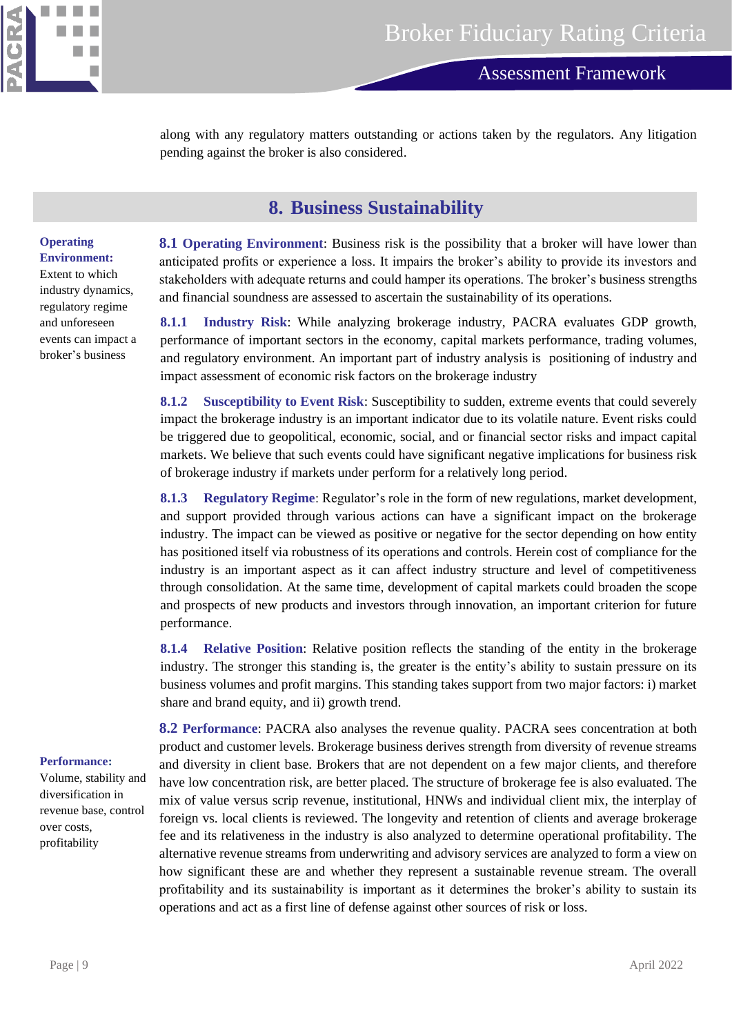along with any regulatory matters outstanding or actions taken by the regulators. Any litigation pending against the broker is also considered.

## 8. Business Sustainability

**Operating Environment:** Extent to which industry dynamics, regulatory regime and unforeseen events can impact a broker's business

**8.1 Operating Environment**: Business risk is the possibility that a broker will have lower than anticipated profits or experience a loss. It impairs the broker's ability to provide its investors and stakeholders with adequate returns and could hamper its operations. The broker's business strengths and financial soundness are assessed to ascertain the sustainability of its operations.

**8.1.1 Industry Risk**: While analyzing brokerage industry, PACRA evaluates GDP growth, performance of important sectors in the economy, capital markets performance, trading volumes, and regulatory environment. An important part of industry analysis is positioning of industry and impact assessment of economic risk factors on the brokerage industry

**8.1.2 Susceptibility to Event Risk**: Susceptibility to sudden, extreme events that could severely impact the brokerage industry is an important indicator due to its volatile nature. Event risks could be triggered due to geopolitical, economic, social, and or financial sector risks and impact capital markets. We believe that such events could have significant negative implications for business risk of brokerage industry if markets under perform for a relatively long period.

**8.1.3 Regulatory Regime**: Regulator's role in the form of new regulations, market development, and support provided through various actions can have a significant impact on the brokerage industry. The impact can be viewed as positive or negative for the sector depending on how entity has positioned itself via robustness of its operations and controls. Herein cost of compliance for the industry is an important aspect as it can affect industry structure and level of competitiveness through consolidation. At the same time, development of capital markets could broaden the scope and prospects of new products and investors through innovation, an important criterion for future performance.

**8.1.4 Relative Position**: Relative position reflects the standing of the entity in the brokerage industry. The stronger this standing is, the greater is the entity's ability to sustain pressure on its business volumes and profit margins. This standing takes support from two major factors: i) market share and brand equity, and ii) growth trend.

**Performance:** Volume, stability and diversification in revenue base, control over costs, profitability

**8.2 Performance**: PACRA also analyses the revenue quality. PACRA sees concentration at both product and customer levels. Brokerage business derives strength from diversity of revenue streams and diversity in client base. Brokers that are not dependent on a few major clients, and therefore have low concentration risk, are better placed. The structure of brokerage fee is also evaluated. The mix of value versus scrip revenue, institutional, HNWs and individual client mix, the interplay of foreign vs. local clients is reviewed. The longevity and retention of clients and average brokerage fee and its relativeness in the industry is also analyzed to determine operational profitability. The alternative revenue streams from underwriting and advisory services are analyzed to form a view on how significant these are and whether they represent a sustainable revenue stream. The overall profitability and its sustainability is important as it determines the broker's ability to sustain its operations and act as a first line of defense against other sources of risk or loss.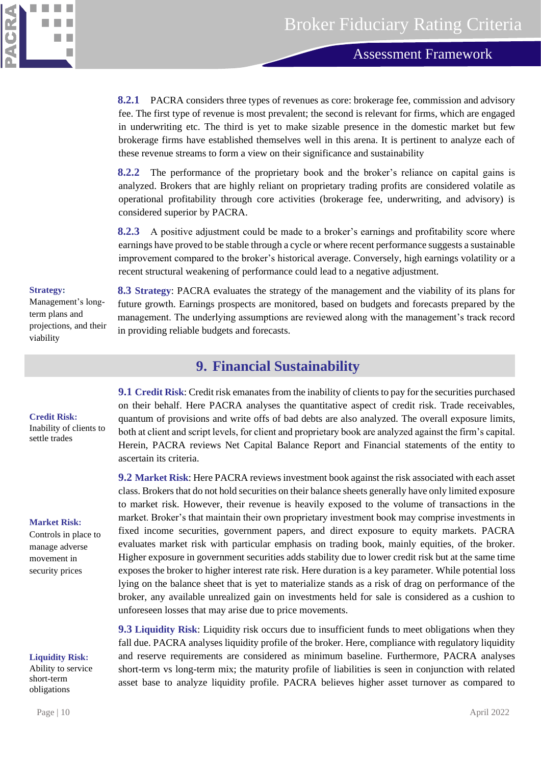**8.2.1** PACRA considers three types of revenues as core: brokerage fee, commission and advisory fee. The first type of revenue is most prevalent; the second is relevant for firms, which are engaged in underwriting etc. The third is yet to make sizable presence in the domestic market but few brokerage firms have established themselves well in this arena. It is pertinent to analyze each of these revenue streams to form a view on their significance and sustainability

**8.2.2** The performance of the proprietary book and the broker's reliance on capital gains is analyzed. Brokers that are highly reliant on proprietary trading profits are considered volatile as operational profitability through core activities (brokerage fee, underwriting, and advisory) is considered superior by PACRA.

**8.2.3** A positive adjustment could be made to a broker's earnings and profitability score where earnings have proved to be stable through a cycle or where recent performance suggests a sustainable improvement compared to the broker's historical average. Conversely, high earnings volatility or a recent structural weakening of performance could lead to a negative adjustment.

**Strategy:** Management's long-term plans and projections, and their viability

**8.3 Strategy**: PACRA evaluates the strategy of the management and the viability of its plans for future growth. Earnings prospects are monitored, based on budgets and forecasts prepared by the management. The underlying assumptions are reviewed along with the management's track record in providing reliable budgets and forecasts.

## 9. Financial Sustainability

**Credit Risk:** Inability of clients to settle trades

**9.1 Credit Risk**: Credit risk emanates from the inability of clients to pay for the securities purchased on their behalf. Here PACRA analyses the quantitative aspect of credit risk. Trade receivables, quantum of provisions and write offs of bad debts are also analyzed. The overall exposure limits, both at client and script levels, for client and proprietary book are analyzed against the firm's capital. Herein, PACRA reviews Net Capital Balance Report and Financial statements of the entity to ascertain its criteria.

**Market Risk:** Controls in place to manage adverse movement in security prices

**9.2 Market Risk**: Here PACRA reviews investment book against the risk associated with each asset class. Brokers that do not hold securities on their balance sheets generally have only limited exposure to market risk. However, their revenue is heavily exposed to the volume of transactions in the market. Broker's that maintain their own proprietary investment book may comprise investments in fixed income securities, government papers, and direct exposure to equity markets. PACRA evaluates market risk with particular emphasis on trading book, mainly equities, of the broker. Higher exposure in government securities adds stability due to lower credit risk but at the same time exposes the broker to higher interest rate risk. Here duration is a key parameter. While potential loss lying on the balance sheet that is yet to materialize stands as a risk of drag on performance of the broker, any available unrealized gain on investments held for sale is considered as a cushion to unforeseen losses that may arise due to price movements.

**Liquidity Risk:** Ability to service short-term obligations

**9.3 Liquidity Risk**: Liquidity risk occurs due to insufficient funds to meet obligations when they fall due. PACRA analyses liquidity profile of the broker. Here, compliance with regulatory liquidity and reserve requirements are considered as minimum baseline. Furthermore, PACRA analyses short-term vs long-term mix; the maturity profile of liabilities is seen in conjunction with related asset base to analyze liquidity profile. PACRA believes higher asset turnover as compared to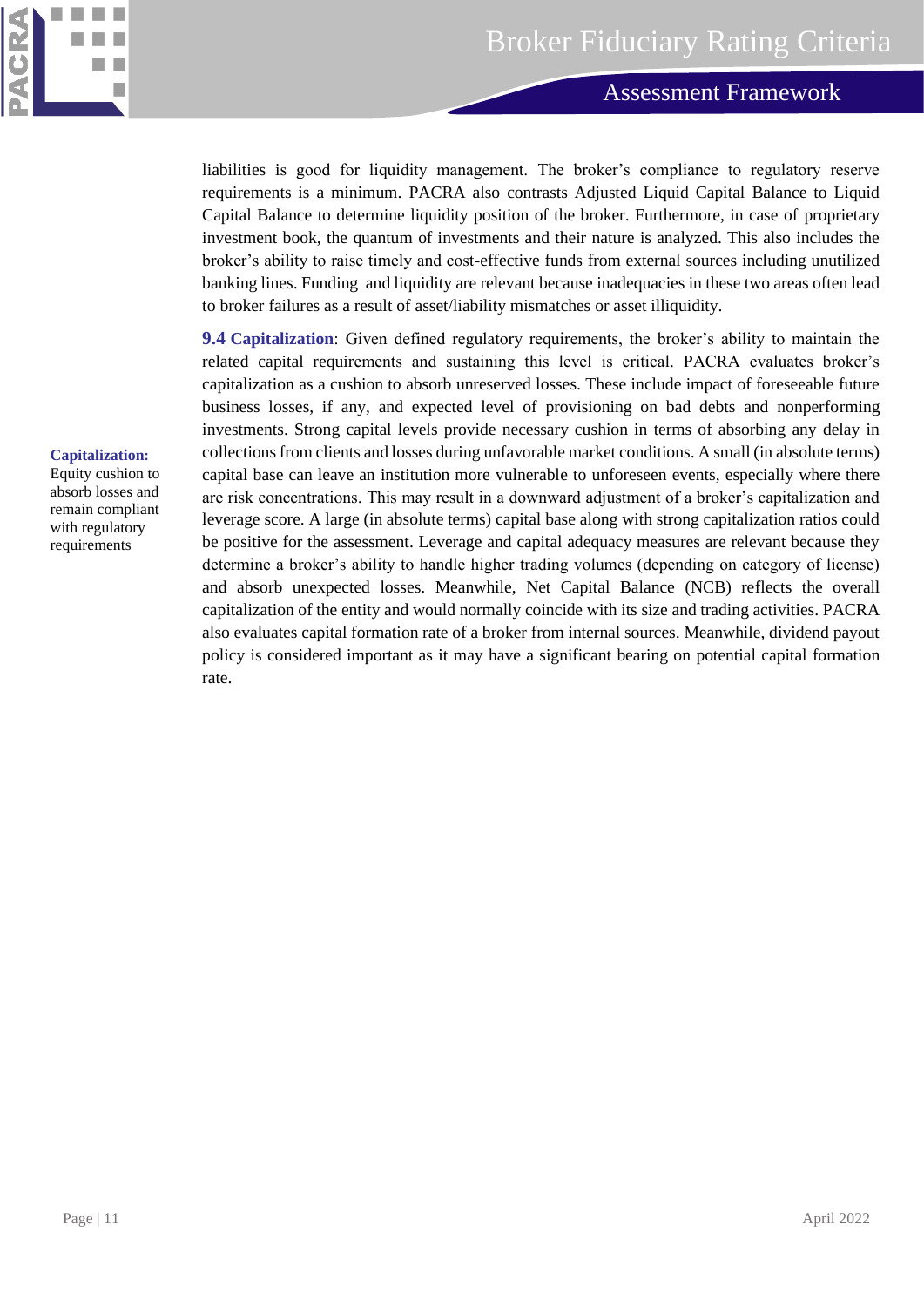liabilities is good for liquidity management. The broker's compliance to regulatory reserve requirements is a minimum. PACRA also contrasts Adjusted Liquid Capital Balance to Liquid Capital Balance to determine liquidity position of the broker. Furthermore, in case of proprietary investment book, the quantum of investments and their nature is analyzed. This also includes the broker's ability to raise timely and cost-effective funds from external sources including unutilized banking lines. Funding and liquidity are relevant because inadequacies in these two areas often lead to broker failures as a result of asset/liability mismatches or asset illiquidity.

**Capitalization:** Equity cushion to absorb losses and remain compliant with regulatory requirements

**9.4 Capitalization**: Given defined regulatory requirements, the broker's ability to maintain the related capital requirements and sustaining this level is critical. PACRA evaluates broker's capitalization as a cushion to absorb unreserved losses. These include impact of foreseeable future business losses, if any, and expected level of provisioning on bad debts and nonperforming investments. Strong capital levels provide necessary cushion in terms of absorbing any delay in collections from clients and losses during unfavorable market conditions. A small (in absolute terms) capital base can leave an institution more vulnerable to unforeseen events, especially where there are risk concentrations. This may result in a downward adjustment of a broker's capitalization and leverage score. A large (in absolute terms) capital base along with strong capitalization ratios could be positive for the assessment. Leverage and capital adequacy measures are relevant because they determine a broker's ability to handle higher trading volumes (depending on category of license) and absorb unexpected losses. Meanwhile, Net Capital Balance (NCB) reflects the overall capitalization of the entity and would normally coincide with its size and trading activities. PACRA also evaluates capital formation rate of a broker from internal sources. Meanwhile, dividend payout policy is considered important as it may have a significant bearing on potential capital formation rate.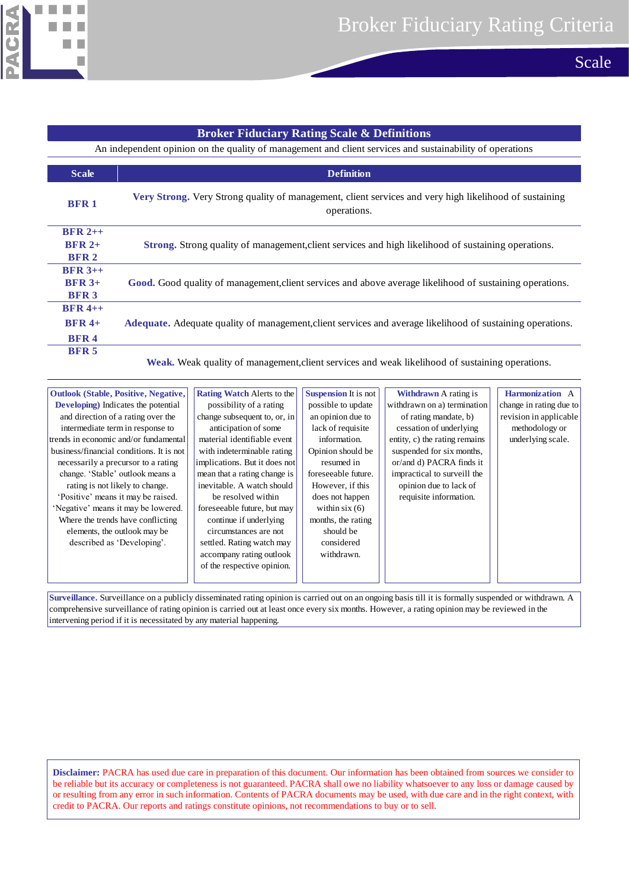## Broker Fiduciary Rating Scale & Definitions

An independent opinion on the quality of management and client services and sustainability of operations

| Scale | Definition |
|---|---|
| BFR 1 | **Very Strong.** Very Strong quality of management, client services and very high likelihood of sustaining operations. |
| BFR 2++<br>BFR 2+<br>BFR 2 | **Strong.** Strong quality of management,client services and high likelihood of sustaining operations. |
| BFR 3++<br>BFR 3+<br>BFR 3 | **Good.** Good quality of management,client services and above average likelihood of sustaining operations. |
| BFR 4++<br>BFR 4+<br>BFR 4 | **Adequate.** Adequate quality of management,client services and average likelihood of sustaining operations. |
| BFR 5 | **Weak.** Weak quality of management,client services and weak likelihood of sustaining operations. |

**Outlook (Stable, Positive, Negative, Developing)** Indicates the potential and direction of a rating over the intermediate term in response to trends in economic and/or fundamental business/financial conditions. It is not necessarily a precursor to a rating change. 'Stable' outlook means a rating is not likely to change. 'Positive' means it may be raised. 'Negative' means it may be lowered. Where the trends have conflicting elements, the outlook may be described as 'Developing'.

**Rating Watch** Alerts to the possibility of a rating change subsequent to, or, in anticipation of some material identifiable event with indeterminable rating implications. But it does not mean that a rating change is inevitable. A watch should be resolved within foreseeable future, but may continue if underlying circumstances are not settled. Rating watch may accompany rating outlook of the respective opinion.

**Suspension** It is not possible to update an opinion due to lack of requisite information. Opinion should be resumed in foreseeable future. However, if this does not happen within six (6) months, the rating should be considered withdrawn.

**Withdrawn** A rating is withdrawn on a) termination of rating mandate, b) cessation of underlying entity, c) the rating remains suspended for six months, or/and d) PACRA finds it impractical to surveill the opinion due to lack of requisite information.

**Harmonization** A change in rating due to revision in applicable methodology or underlying scale.

**Surveillance.** Surveillance on a publicly disseminated rating opinion is carried out on an ongoing basis till it is formally suspended or withdrawn. A comprehensive surveillance of rating opinion is carried out at least once every six months. However, a rating opinion may be reviewed in the intervening period if it is necessitated by any material happening.

**Disclaimer:** PACRA has used due care in preparation of this document. Our information has been obtained from sources we consider to be reliable but its accuracy or completeness is not guaranteed. PACRA shall owe no liability whatsoever to any loss or damage caused by or resulting from any error in such information. Contents of PACRA documents may be used, with due care and in the right context, with credit to PACRA. Our reports and ratings constitute opinions, not recommendations to buy or to sell.